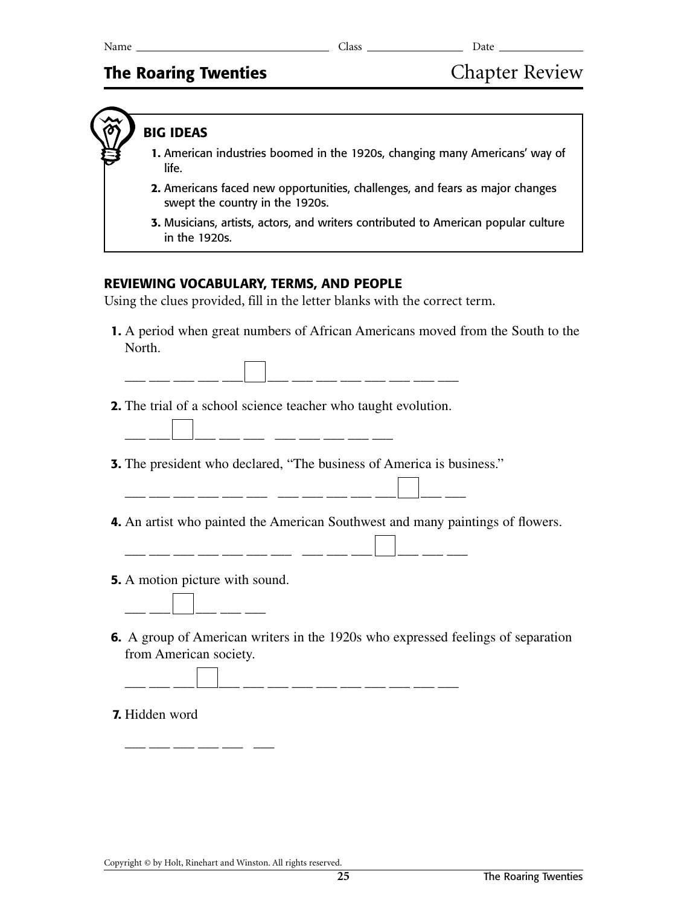Name ______________________ Class ______________ Date ____________

# The Roaring Twenties

## Chapter Review

**BIG IDEAS**

1. American industries boomed in the 1920s, changing many Americans' way of life.
2. Americans faced new opportunities, challenges, and fears as major changes swept the country in the 1920s.
3. Musicians, artists, actors, and writers contributed to American popular culture in the 1920s.

### REVIEWING VOCABULARY, TERMS, AND PEOPLE

Using the clues provided, fill in the letter blanks with the correct term.

**1.** A period when great numbers of African Americans moved from the South to the North.

___ ___ ___ ___ ___ [ ] ___ ___ ___ ___ ___ ___ ___ ___

**2.** The trial of a school science teacher who taught evolution.

___ ___ [ ] ___ ___ ___ &nbsp; ___ ___ ___ ___ ___

**3.** The president who declared, "The business of America is business."

___ ___ ___ ___ ___ ___ &nbsp; ___ ___ ___ ___ ___ [ ] ___ ___

**4.** An artist who painted the American Southwest and many paintings of flowers.

___ ___ ___ ___ ___ ___ ___ &nbsp; ___ ___ ___ [ ] ___ ___ ___

**5.** A motion picture with sound.

___ ___ [ ] ___ ___ ___

**6.** A group of American writers in the 1920s who expressed feelings of separation from American society.

___ ___ ___ [ ] ___ ___ ___ ___ ___ ___ ___ ___ ___ ___

**7.** Hidden word

___ ___ ___ ___ ___ &nbsp; ___

Copyright © by Holt, Rinehart and Winston. All rights reserved.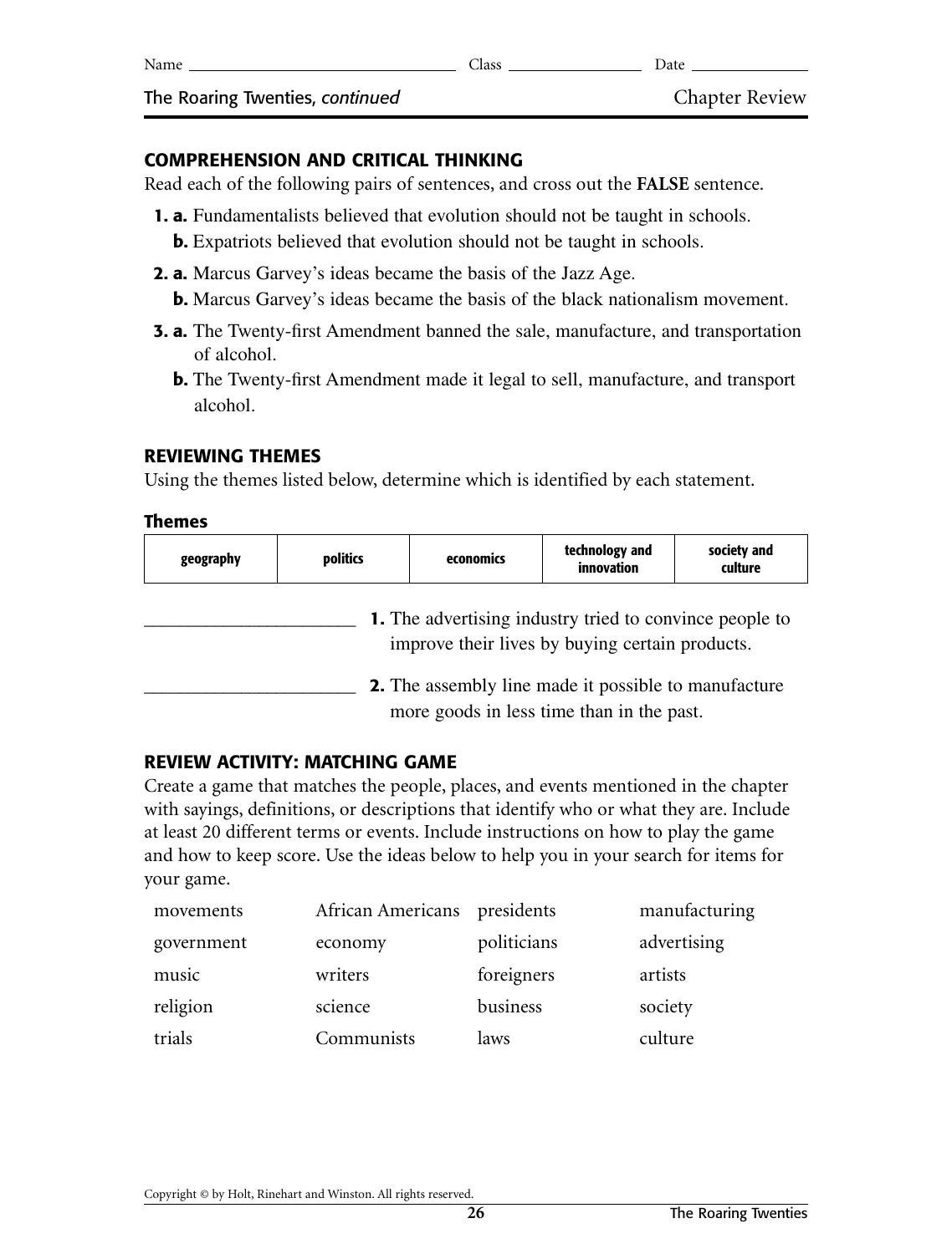Name ______________________ Class ______________ Date ____________

## COMPREHENSION AND CRITICAL THINKING

Read each of the following pairs of sentences, and cross out the **FALSE** sentence.

**1. a.** Fundamentalists believed that evolution should not be taught in schools.
**b.** Expatriots believed that evolution should not be taught in schools.

**2. a.** Marcus Garvey's ideas became the basis of the Jazz Age.
**b.** Marcus Garvey's ideas became the basis of the black nationalism movement.

**3. a.** The Twenty-first Amendment banned the sale, manufacture, and transportation of alcohol.
**b.** The Twenty-first Amendment made it legal to sell, manufacture, and transport alcohol.

## REVIEWING THEMES

Using the themes listed below, determine which is identified by each statement.

### Themes

| geography | politics | economics | technology and innovation | society and culture |
|---|---|---|---|---|

______________________ **1.** The advertising industry tried to convince people to improve their lives by buying certain products.

______________________ **2.** The assembly line made it possible to manufacture more goods in less time than in the past.

## REVIEW ACTIVITY: MATCHING GAME

Create a game that matches the people, places, and events mentioned in the chapter with sayings, definitions, or descriptions that identify who or what they are. Include at least 20 different terms or events. Include instructions on how to play the game and how to keep score. Use the ideas below to help you in your search for items for your game.

| | | | |
|---|---|---|---|
| movements | African Americans | presidents | manufacturing |
| government | economy | politicians | advertising |
| music | writers | foreigners | artists |
| religion | science | business | society |
| trials | Communists | laws | culture |

Copyright © by Holt, Rinehart and Winston. All rights reserved.